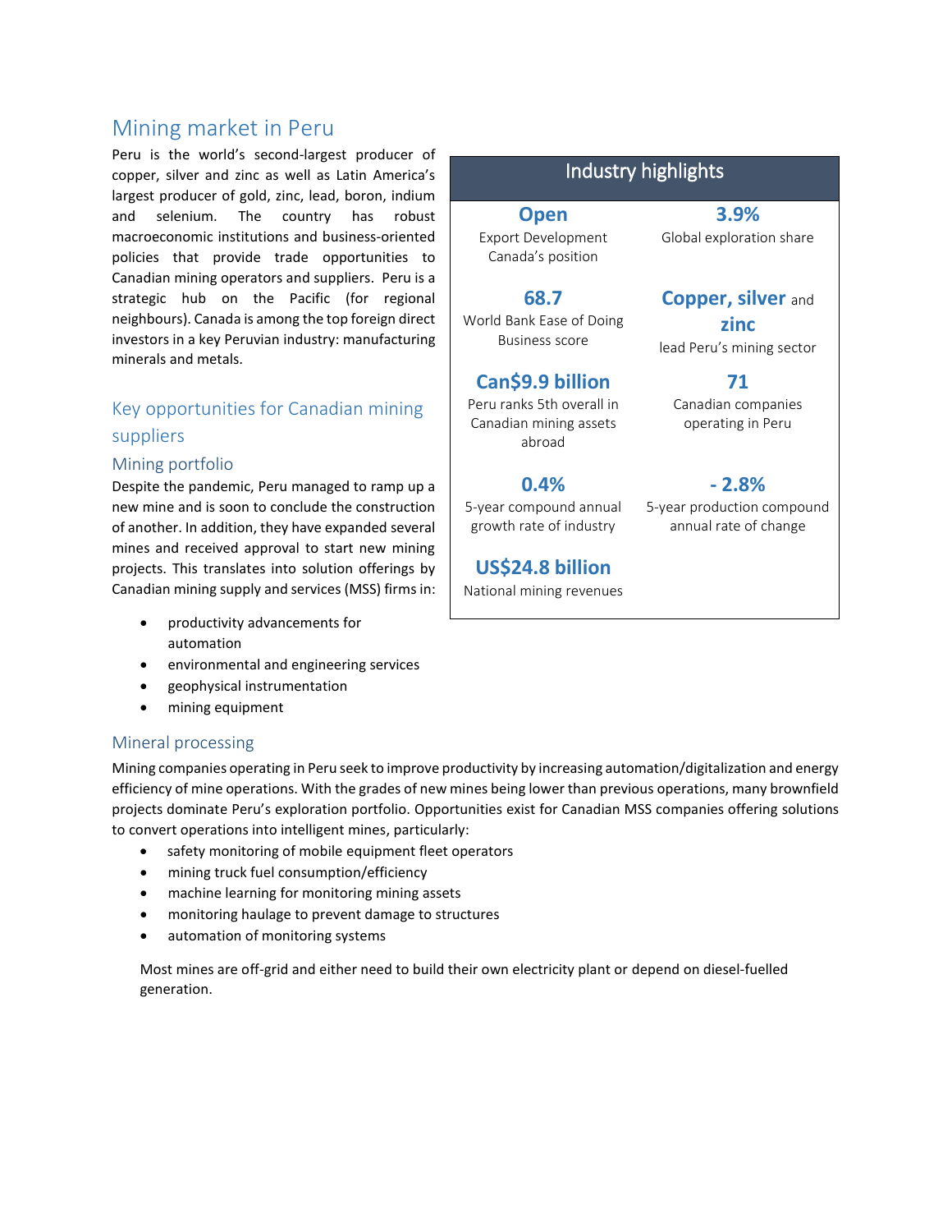# Mining market in Peru

Peru is the world's second-largest producer of copper, silver and zinc as well as Latin America's largest producer of gold, zinc, lead, boron, indium and selenium. The country has robust macroeconomic institutions and business-oriented policies that provide trade opportunities to Canadian mining operators and suppliers. Peru is a strategic hub on the Pacific (for regional neighbours). Canada is among the top foreign direct investors in a key Peruvian industry: manufacturing minerals and metals.

## Industry highlights

| | |
|---|---|
| **Open**<br>Export Development Canada's position | **3.9%**<br>Global exploration share |
| **68.7**<br>World Bank Ease of Doing Business score | **Copper, silver** and **zinc**<br>lead Peru's mining sector |
| **Can$9.9 billion**<br>Peru ranks 5th overall in Canadian mining assets abroad | **71**<br>Canadian companies operating in Peru |
| **0.4%**<br>5-year compound annual growth rate of industry | **- 2.8%**<br>5-year production compound annual rate of change |
| **US$24.8 billion**<br>National mining revenues | |

## Key opportunities for Canadian mining suppliers

### Mining portfolio

Despite the pandemic, Peru managed to ramp up a new mine and is soon to conclude the construction of another. In addition, they have expanded several mines and received approval to start new mining projects. This translates into solution offerings by Canadian mining supply and services (MSS) firms in:

- productivity advancements for automation
- environmental and engineering services
- geophysical instrumentation
- mining equipment

### Mineral processing

Mining companies operating in Peru seek to improve productivity by increasing automation/digitalization and energy efficiency of mine operations. With the grades of new mines being lower than previous operations, many brownfield projects dominate Peru's exploration portfolio. Opportunities exist for Canadian MSS companies offering solutions to convert operations into intelligent mines, particularly:

- safety monitoring of mobile equipment fleet operators
- mining truck fuel consumption/efficiency
- machine learning for monitoring mining assets
- monitoring haulage to prevent damage to structures
- automation of monitoring systems

Most mines are off-grid and either need to build their own electricity plant or depend on diesel-fuelled generation.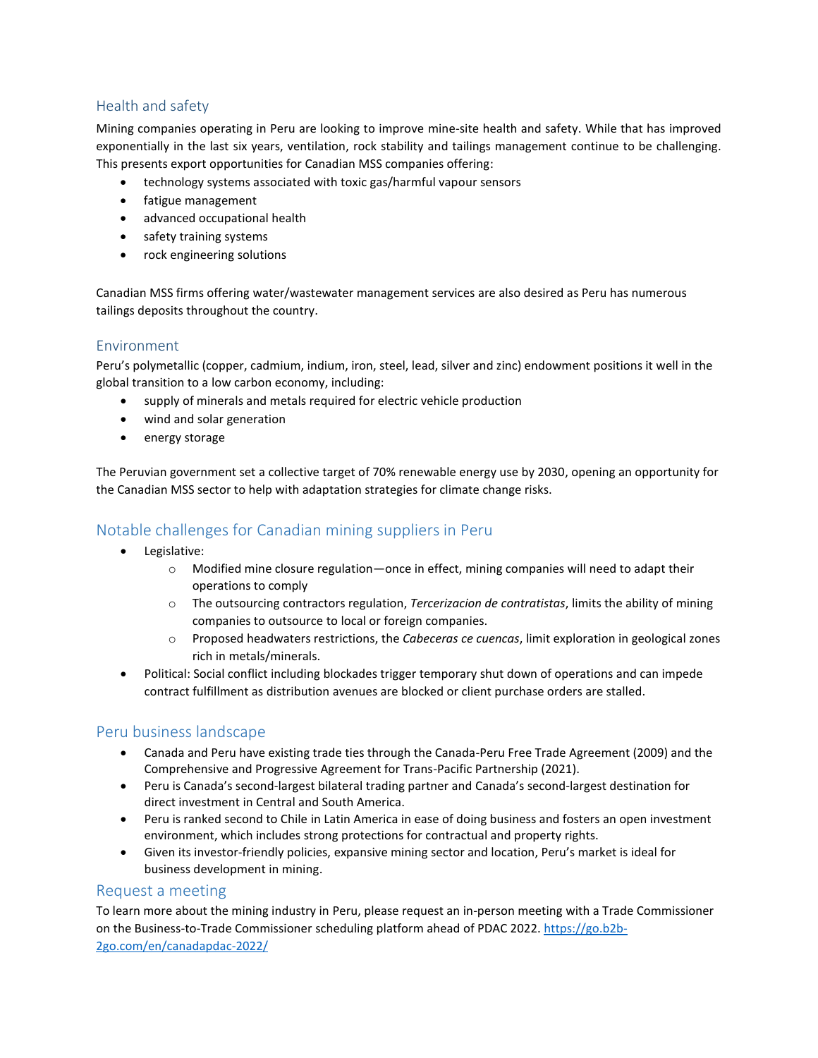## Health and safety

Mining companies operating in Peru are looking to improve mine-site health and safety. While that has improved exponentially in the last six years, ventilation, rock stability and tailings management continue to be challenging. This presents export opportunities for Canadian MSS companies offering:

- technology systems associated with toxic gas/harmful vapour sensors
- fatigue management
- advanced occupational health
- safety training systems
- rock engineering solutions

Canadian MSS firms offering water/wastewater management services are also desired as Peru has numerous tailings deposits throughout the country.

## Environment

Peru's polymetallic (copper, cadmium, indium, iron, steel, lead, silver and zinc) endowment positions it well in the global transition to a low carbon economy, including:

- supply of minerals and metals required for electric vehicle production
- wind and solar generation
- energy storage

The Peruvian government set a collective target of 70% renewable energy use by 2030, opening an opportunity for the Canadian MSS sector to help with adaptation strategies for climate change risks.

# Notable challenges for Canadian mining suppliers in Peru

- Legislative:
  - Modified mine closure regulation—once in effect, mining companies will need to adapt their operations to comply
  - The outsourcing contractors regulation, *Tercerizacion de contratistas*, limits the ability of mining companies to outsource to local or foreign companies.
  - Proposed headwaters restrictions, the *Cabeceras ce cuencas*, limit exploration in geological zones rich in metals/minerals.
- Political: Social conflict including blockades trigger temporary shut down of operations and can impede contract fulfillment as distribution avenues are blocked or client purchase orders are stalled.

# Peru business landscape

- Canada and Peru have existing trade ties through the Canada-Peru Free Trade Agreement (2009) and the Comprehensive and Progressive Agreement for Trans-Pacific Partnership (2021).
- Peru is Canada's second-largest bilateral trading partner and Canada's second-largest destination for direct investment in Central and South America.
- Peru is ranked second to Chile in Latin America in ease of doing business and fosters an open investment environment, which includes strong protections for contractual and property rights.
- Given its investor-friendly policies, expansive mining sector and location, Peru's market is ideal for business development in mining.

# Request a meeting

To learn more about the mining industry in Peru, please request an in-person meeting with a Trade Commissioner on the Business-to-Trade Commissioner scheduling platform ahead of PDAC 2022. [https://go.b2b-2go.com/en/canadapdac-2022/](https://go.b2b-2go.com/en/canadapdac-2022/)